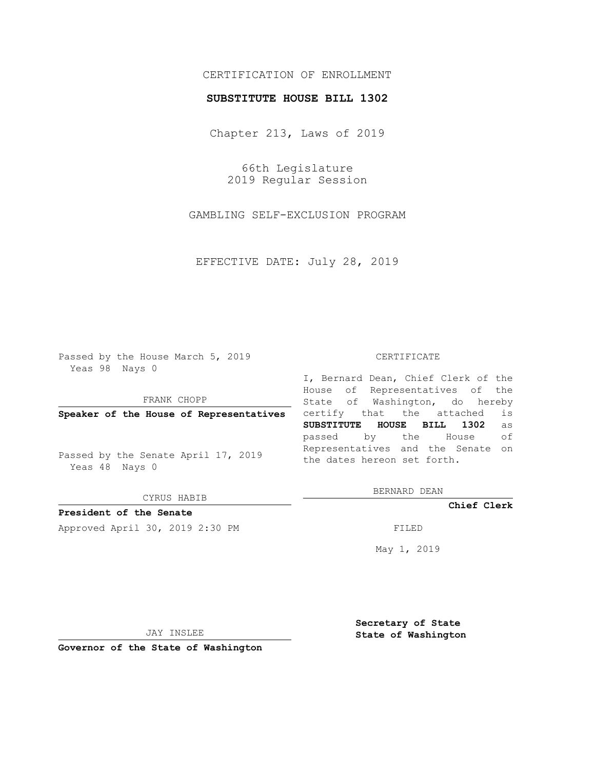CERTIFICATION OF ENROLLMENT

**SUBSTITUTE HOUSE BILL 1302**

Chapter 213, Laws of 2019

66th Legislature
2019 Regular Session

GAMBLING SELF-EXCLUSION PROGRAM

EFFECTIVE DATE: July 28, 2019

Passed by the House March 5, 2019
Yeas 98 Nays 0

FRANK CHOPP

**Speaker of the House of Representatives**

Passed by the Senate April 17, 2019
Yeas 48 Nays 0

CYRUS HABIB

**President of the Senate**

Approved April 30, 2019 2:30 PM

JAY INSLEE

**Governor of the State of Washington**

CERTIFICATE

I, Bernard Dean, Chief Clerk of the House of Representatives of the State of Washington, do hereby certify that the attached is **SUBSTITUTE HOUSE BILL 1302** as passed by the House of Representatives and the Senate on the dates hereon set forth.

BERNARD DEAN

**Chief Clerk**

FILED

May 1, 2019

**Secretary of State**
**State of Washington**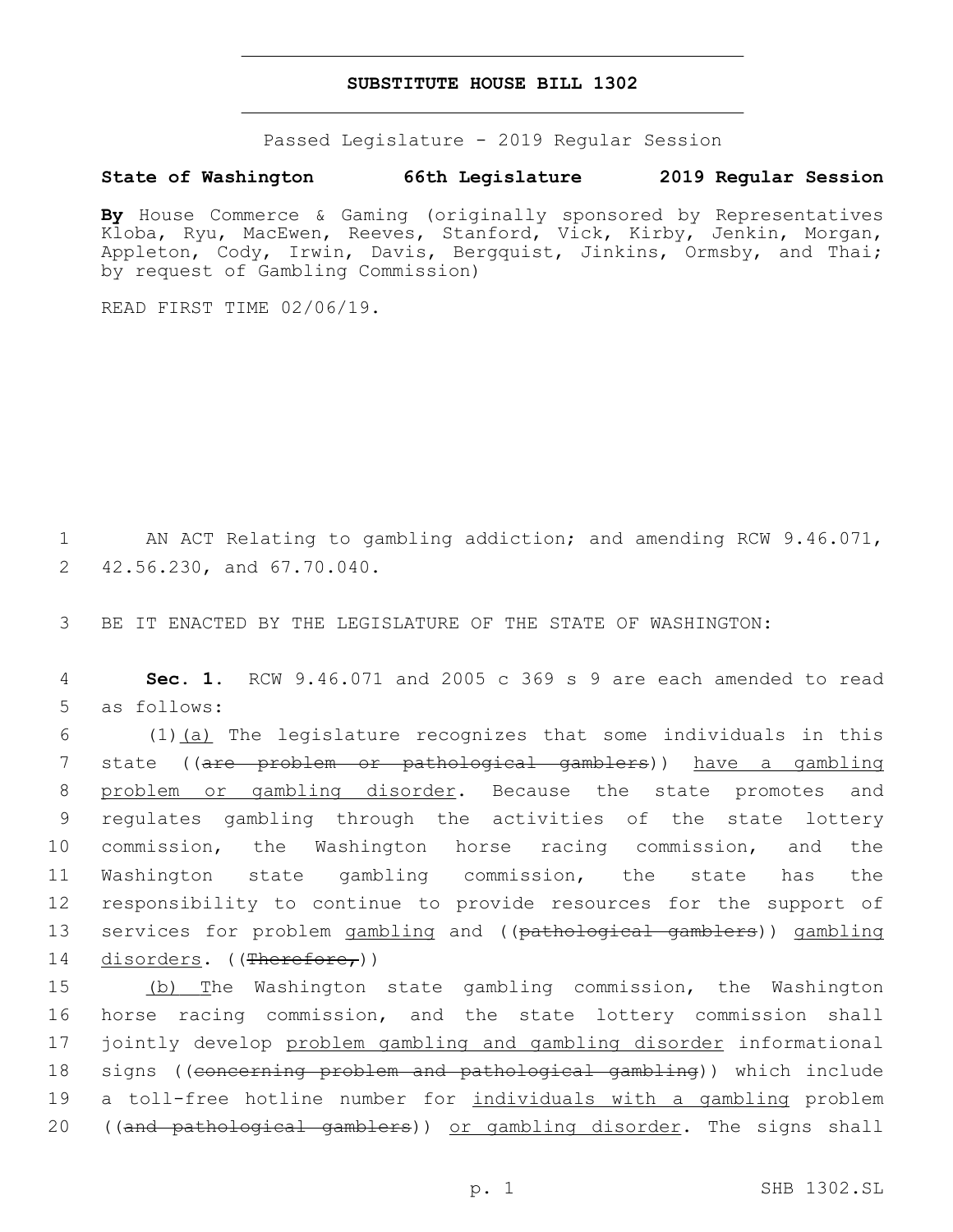# SUBSTITUTE HOUSE BILL 1302

Passed Legislature - 2019 Regular Session

**State of Washington 66th Legislature 2019 Regular Session**

**By** House Commerce & Gaming (originally sponsored by Representatives Kloba, Ryu, MacEwen, Reeves, Stanford, Vick, Kirby, Jenkin, Morgan, Appleton, Cody, Irwin, Davis, Bergquist, Jinkins, Ormsby, and Thai; by request of Gambling Commission)

READ FIRST TIME 02/06/19.

1 AN ACT Relating to gambling addiction; and amending RCW 9.46.071,
2 42.56.230, and 67.70.040.

3 BE IT ENACTED BY THE LEGISLATURE OF THE STATE OF WASHINGTON:

4 **Sec. 1.** RCW 9.46.071 and 2005 c 369 s 9 are each amended to read
5 as follows:

6 (1)(a) The legislature recognizes that some individuals in this
7 state ((are problem or pathological gamblers)) have a gambling
8 problem or gambling disorder. Because the state promotes and
9 regulates gambling through the activities of the state lottery
10 commission, the Washington horse racing commission, and the
11 Washington state gambling commission, the state has the
12 responsibility to continue to provide resources for the support of
13 services for problem gambling and ((pathological gamblers)) gambling
14 disorders. ((Therefore,))

15 (b) The Washington state gambling commission, the Washington
16 horse racing commission, and the state lottery commission shall
17 jointly develop problem gambling and gambling disorder informational
18 signs ((concerning problem and pathological gambling)) which include
19 a toll-free hotline number for individuals with a gambling problem
20 ((and pathological gamblers)) or gambling disorder. The signs shall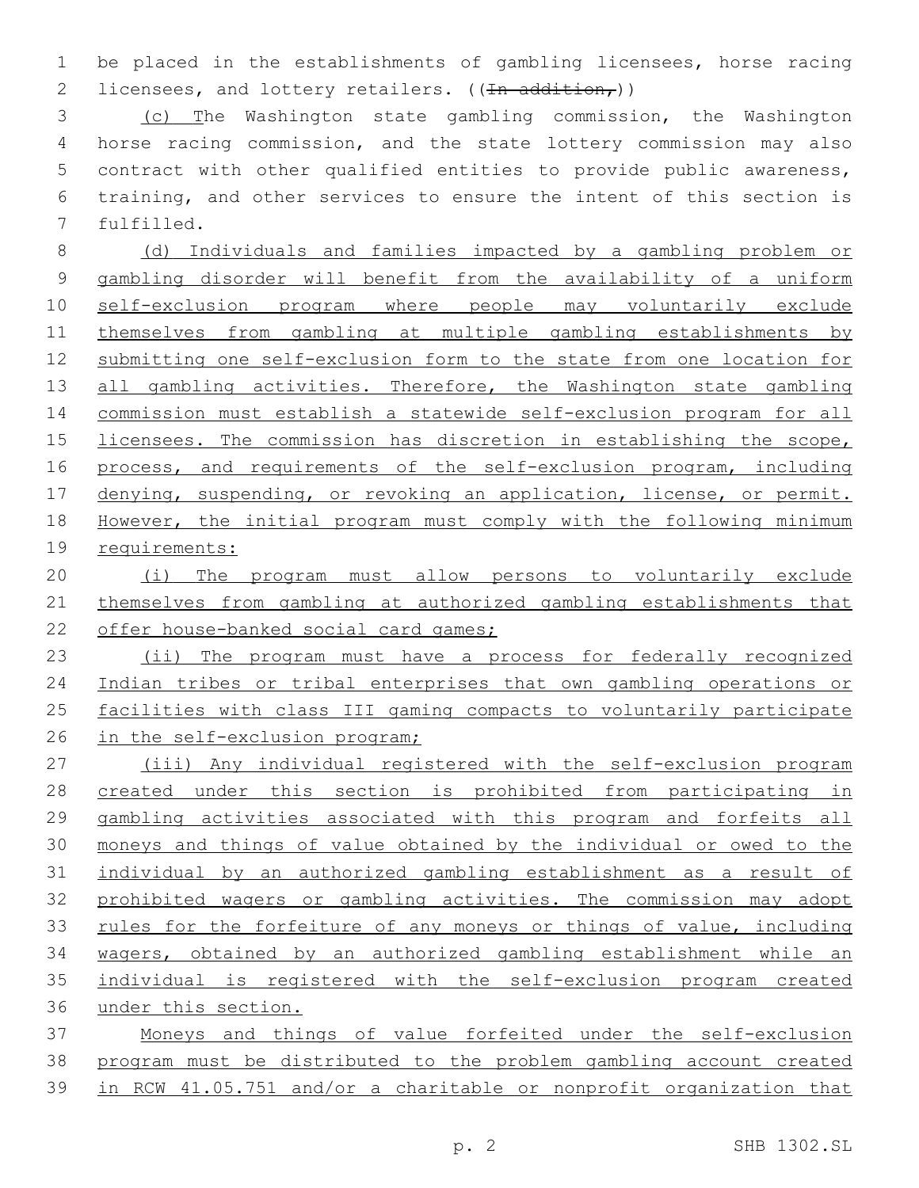be placed in the establishments of gambling licensees, horse racing licensees, and lottery retailers. ((~~In addition,~~))

(c) The Washington state gambling commission, the Washington horse racing commission, and the state lottery commission may also contract with other qualified entities to provide public awareness, training, and other services to ensure the intent of this section is fulfilled.

(d) Individuals and families impacted by a gambling problem or gambling disorder will benefit from the availability of a uniform self-exclusion program where people may voluntarily exclude themselves from gambling at multiple gambling establishments by submitting one self-exclusion form to the state from one location for all gambling activities. Therefore, the Washington state gambling commission must establish a statewide self-exclusion program for all licensees. The commission has discretion in establishing the scope, process, and requirements of the self-exclusion program, including denying, suspending, or revoking an application, license, or permit. However, the initial program must comply with the following minimum requirements:

(i) The program must allow persons to voluntarily exclude themselves from gambling at authorized gambling establishments that offer house-banked social card games;

(ii) The program must have a process for federally recognized Indian tribes or tribal enterprises that own gambling operations or facilities with class III gaming compacts to voluntarily participate in the self-exclusion program;

(iii) Any individual registered with the self-exclusion program created under this section is prohibited from participating in gambling activities associated with this program and forfeits all moneys and things of value obtained by the individual or owed to the individual by an authorized gambling establishment as a result of prohibited wagers or gambling activities. The commission may adopt rules for the forfeiture of any moneys or things of value, including wagers, obtained by an authorized gambling establishment while an individual is registered with the self-exclusion program created under this section.

Moneys and things of value forfeited under the self-exclusion program must be distributed to the problem gambling account created in RCW 41.05.751 and/or a charitable or nonprofit organization that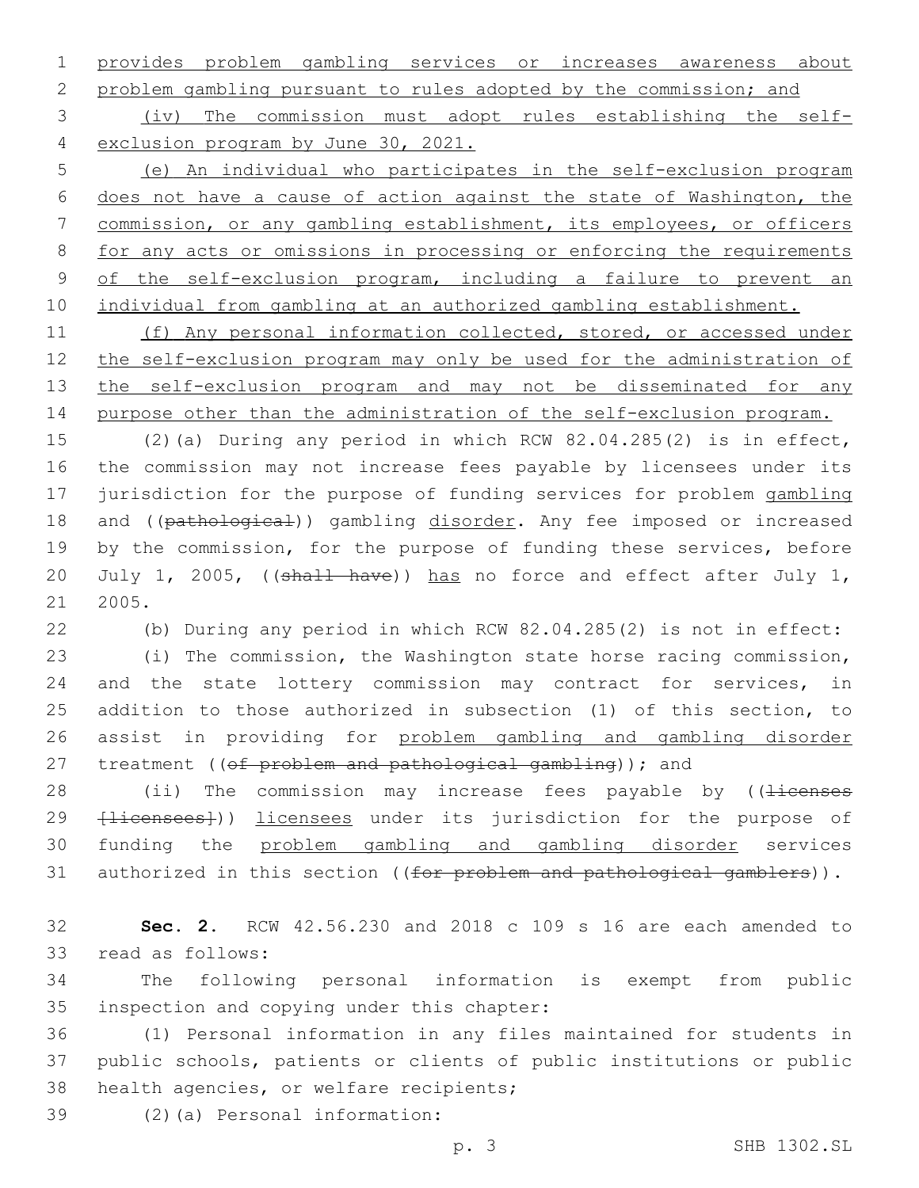provides problem gambling services or increases awareness about problem gambling pursuant to rules adopted by the commission; and

(iv) The commission must adopt rules establishing the self-exclusion program by June 30, 2021.

(e) An individual who participates in the self-exclusion program does not have a cause of action against the state of Washington, the commission, or any gambling establishment, its employees, or officers for any acts or omissions in processing or enforcing the requirements of the self-exclusion program, including a failure to prevent an individual from gambling at an authorized gambling establishment.

(f) Any personal information collected, stored, or accessed under the self-exclusion program may only be used for the administration of the self-exclusion program and may not be disseminated for any purpose other than the administration of the self-exclusion program.

(2)(a) During any period in which RCW 82.04.285(2) is in effect, the commission may not increase fees payable by licensees under its jurisdiction for the purpose of funding services for problem gambling and ((~~pathological~~)) gambling disorder. Any fee imposed or increased by the commission, for the purpose of funding these services, before July 1, 2005, ((~~shall have~~)) has no force and effect after July 1, 2005.

(b) During any period in which RCW 82.04.285(2) is not in effect:

(i) The commission, the Washington state horse racing commission, and the state lottery commission may contract for services, in addition to those authorized in subsection (1) of this section, to assist in providing for problem gambling and gambling disorder treatment ((~~of problem and pathological gambling~~)); and

(ii) The commission may increase fees payable by ((~~licenses [licensees]~~)) licensees under its jurisdiction for the purpose of funding the problem gambling and gambling disorder services authorized in this section ((~~for problem and pathological gamblers~~)).

**Sec. 2.** RCW 42.56.230 and 2018 c 109 s 16 are each amended to read as follows:

The following personal information is exempt from public inspection and copying under this chapter:

(1) Personal information in any files maintained for students in public schools, patients or clients of public institutions or public health agencies, or welfare recipients;

(2)(a) Personal information: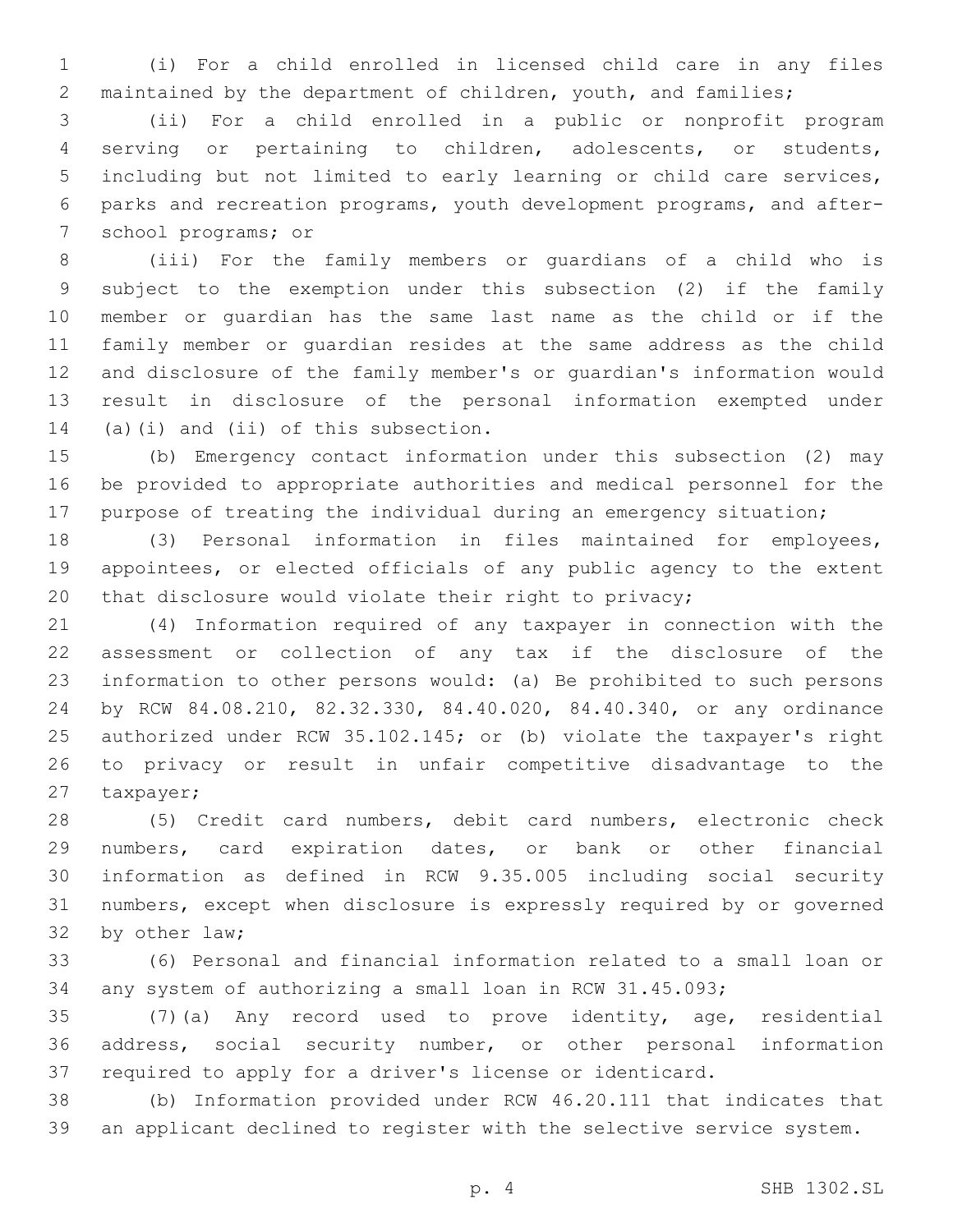(i) For a child enrolled in licensed child care in any files maintained by the department of children, youth, and families;

(ii) For a child enrolled in a public or nonprofit program serving or pertaining to children, adolescents, or students, including but not limited to early learning or child care services, parks and recreation programs, youth development programs, and after-school programs; or

(iii) For the family members or guardians of a child who is subject to the exemption under this subsection (2) if the family member or guardian has the same last name as the child or if the family member or guardian resides at the same address as the child and disclosure of the family member's or guardian's information would result in disclosure of the personal information exempted under (a)(i) and (ii) of this subsection.

(b) Emergency contact information under this subsection (2) may be provided to appropriate authorities and medical personnel for the purpose of treating the individual during an emergency situation;

(3) Personal information in files maintained for employees, appointees, or elected officials of any public agency to the extent that disclosure would violate their right to privacy;

(4) Information required of any taxpayer in connection with the assessment or collection of any tax if the disclosure of the information to other persons would: (a) Be prohibited to such persons by RCW 84.08.210, 82.32.330, 84.40.020, 84.40.340, or any ordinance authorized under RCW 35.102.145; or (b) violate the taxpayer's right to privacy or result in unfair competitive disadvantage to the taxpayer;

(5) Credit card numbers, debit card numbers, electronic check numbers, card expiration dates, or bank or other financial information as defined in RCW 9.35.005 including social security numbers, except when disclosure is expressly required by or governed by other law;

(6) Personal and financial information related to a small loan or any system of authorizing a small loan in RCW 31.45.093;

(7)(a) Any record used to prove identity, age, residential address, social security number, or other personal information required to apply for a driver's license or identicard.

(b) Information provided under RCW 46.20.111 that indicates that an applicant declined to register with the selective service system.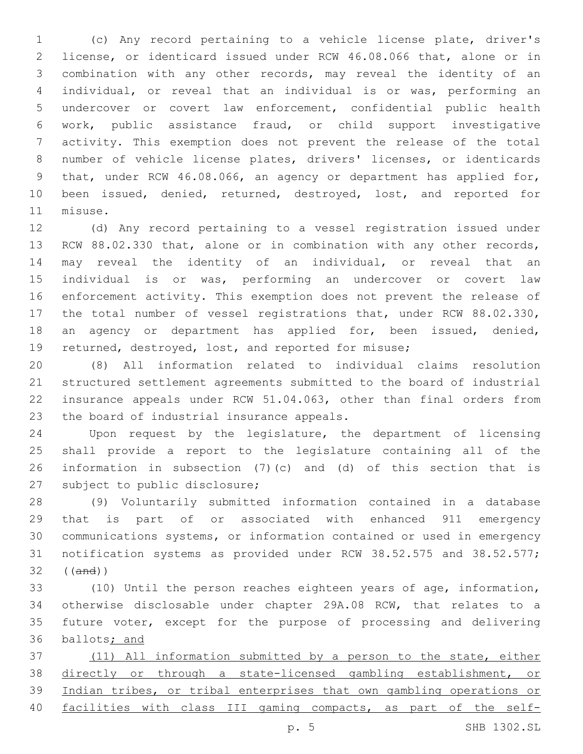(c) Any record pertaining to a vehicle license plate, driver's license, or identicard issued under RCW 46.08.066 that, alone or in combination with any other records, may reveal the identity of an individual, or reveal that an individual is or was, performing an undercover or covert law enforcement, confidential public health work, public assistance fraud, or child support investigative activity. This exemption does not prevent the release of the total number of vehicle license plates, drivers' licenses, or identicards that, under RCW 46.08.066, an agency or department has applied for, been issued, denied, returned, destroyed, lost, and reported for misuse.

(d) Any record pertaining to a vessel registration issued under RCW 88.02.330 that, alone or in combination with any other records, may reveal the identity of an individual, or reveal that an individual is or was, performing an undercover or covert law enforcement activity. This exemption does not prevent the release of the total number of vessel registrations that, under RCW 88.02.330, an agency or department has applied for, been issued, denied, returned, destroyed, lost, and reported for misuse;

(8) All information related to individual claims resolution structured settlement agreements submitted to the board of industrial insurance appeals under RCW 51.04.063, other than final orders from the board of industrial insurance appeals.

Upon request by the legislature, the department of licensing shall provide a report to the legislature containing all of the information in subsection (7)(c) and (d) of this section that is subject to public disclosure;

(9) Voluntarily submitted information contained in a database that is part of or associated with enhanced 911 emergency communications systems, or information contained or used in emergency notification systems as provided under RCW 38.52.575 and 38.52.577; ((~~and~~))

(10) Until the person reaches eighteen years of age, information, otherwise disclosable under chapter 29A.08 RCW, that relates to a future voter, except for the purpose of processing and delivering ballots<u>; and</u>

<u>(11) All information submitted by a person to the state, either directly or through a state-licensed gambling establishment, or Indian tribes, or tribal enterprises that own gambling operations or facilities with class III gaming compacts, as part of the self-</u>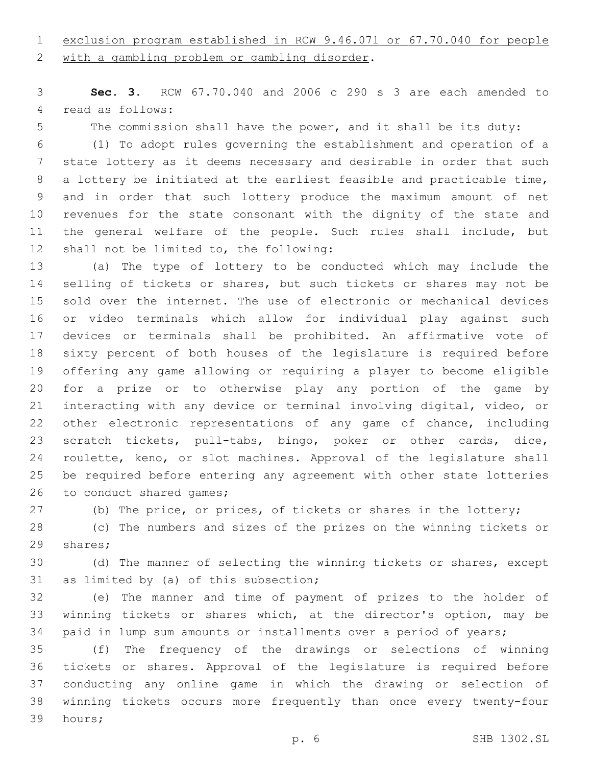exclusion program established in RCW 9.46.071 or 67.70.040 for people with a gambling problem or gambling disorder.

**Sec. 3.** RCW 67.70.040 and 2006 c 290 s 3 are each amended to read as follows:

The commission shall have the power, and it shall be its duty:

(1) To adopt rules governing the establishment and operation of a state lottery as it deems necessary and desirable in order that such a lottery be initiated at the earliest feasible and practicable time, and in order that such lottery produce the maximum amount of net revenues for the state consonant with the dignity of the state and the general welfare of the people. Such rules shall include, but shall not be limited to, the following:

(a) The type of lottery to be conducted which may include the selling of tickets or shares, but such tickets or shares may not be sold over the internet. The use of electronic or mechanical devices or video terminals which allow for individual play against such devices or terminals shall be prohibited. An affirmative vote of sixty percent of both houses of the legislature is required before offering any game allowing or requiring a player to become eligible for a prize or to otherwise play any portion of the game by interacting with any device or terminal involving digital, video, or other electronic representations of any game of chance, including scratch tickets, pull-tabs, bingo, poker or other cards, dice, roulette, keno, or slot machines. Approval of the legislature shall be required before entering any agreement with other state lotteries to conduct shared games;

(b) The price, or prices, of tickets or shares in the lottery;

(c) The numbers and sizes of the prizes on the winning tickets or shares;

(d) The manner of selecting the winning tickets or shares, except as limited by (a) of this subsection;

(e) The manner and time of payment of prizes to the holder of winning tickets or shares which, at the director's option, may be paid in lump sum amounts or installments over a period of years;

(f) The frequency of the drawings or selections of winning tickets or shares. Approval of the legislature is required before conducting any online game in which the drawing or selection of winning tickets occurs more frequently than once every twenty-four hours;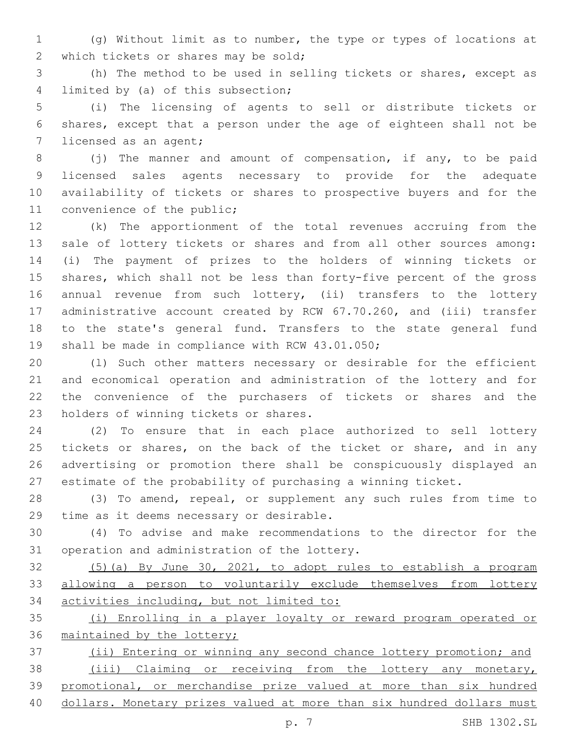(g) Without limit as to number, the type or types of locations at which tickets or shares may be sold;

(h) The method to be used in selling tickets or shares, except as limited by (a) of this subsection;

(i) The licensing of agents to sell or distribute tickets or shares, except that a person under the age of eighteen shall not be licensed as an agent;

(j) The manner and amount of compensation, if any, to be paid licensed sales agents necessary to provide for the adequate availability of tickets or shares to prospective buyers and for the convenience of the public;

(k) The apportionment of the total revenues accruing from the sale of lottery tickets or shares and from all other sources among: (i) The payment of prizes to the holders of winning tickets or shares, which shall not be less than forty-five percent of the gross annual revenue from such lottery, (ii) transfers to the lottery administrative account created by RCW 67.70.260, and (iii) transfer to the state's general fund. Transfers to the state general fund shall be made in compliance with RCW 43.01.050;

(l) Such other matters necessary or desirable for the efficient and economical operation and administration of the lottery and for the convenience of the purchasers of tickets or shares and the holders of winning tickets or shares.

(2) To ensure that in each place authorized to sell lottery tickets or shares, on the back of the ticket or share, and in any advertising or promotion there shall be conspicuously displayed an estimate of the probability of purchasing a winning ticket.

(3) To amend, repeal, or supplement any such rules from time to time as it deems necessary or desirable.

(4) To advise and make recommendations to the director for the operation and administration of the lottery.

<u>(5)(a) By June 30, 2021, to adopt rules to establish a program allowing a person to voluntarily exclude themselves from lottery activities including, but not limited to:</u>

<u>(i) Enrolling in a player loyalty or reward program operated or maintained by the lottery;</u>

<u>(ii) Entering or winning any second chance lottery promotion; and</u>

<u>(iii) Claiming or receiving from the lottery any monetary, promotional, or merchandise prize valued at more than six hundred dollars. Monetary prizes valued at more than six hundred dollars must</u>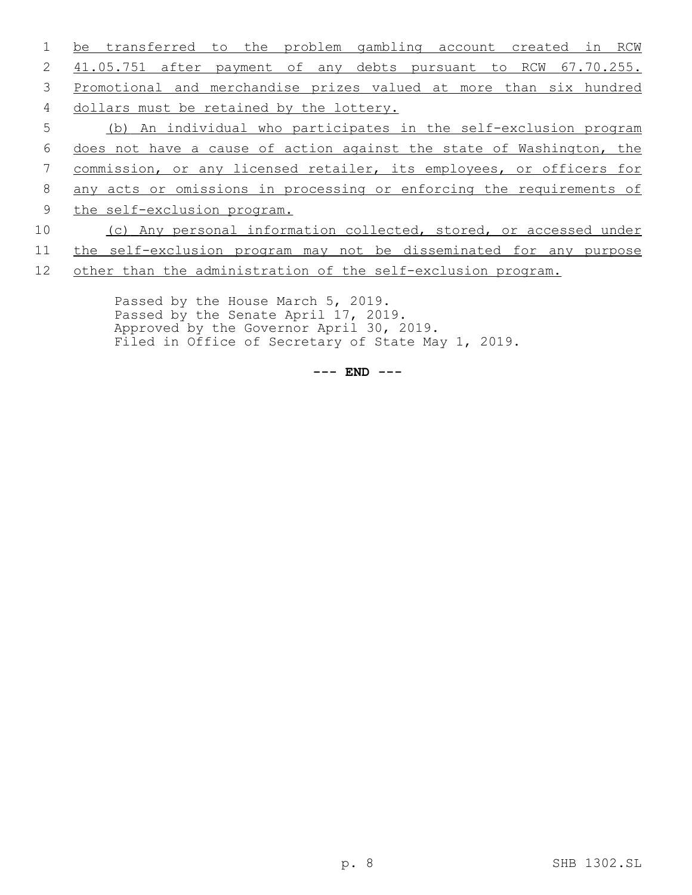be transferred to the problem gambling account created in RCW 41.05.751 after payment of any debts pursuant to RCW 67.70.255. Promotional and merchandise prizes valued at more than six hundred dollars must be retained by the lottery.

(b) An individual who participates in the self-exclusion program does not have a cause of action against the state of Washington, the commission, or any licensed retailer, its employees, or officers for any acts or omissions in processing or enforcing the requirements of the self-exclusion program.

(c) Any personal information collected, stored, or accessed under the self-exclusion program may not be disseminated for any purpose other than the administration of the self-exclusion program.

Passed by the House March 5, 2019.
Passed by the Senate April 17, 2019.
Approved by the Governor April 30, 2019.
Filed in Office of Secretary of State May 1, 2019.

**--- END ---**